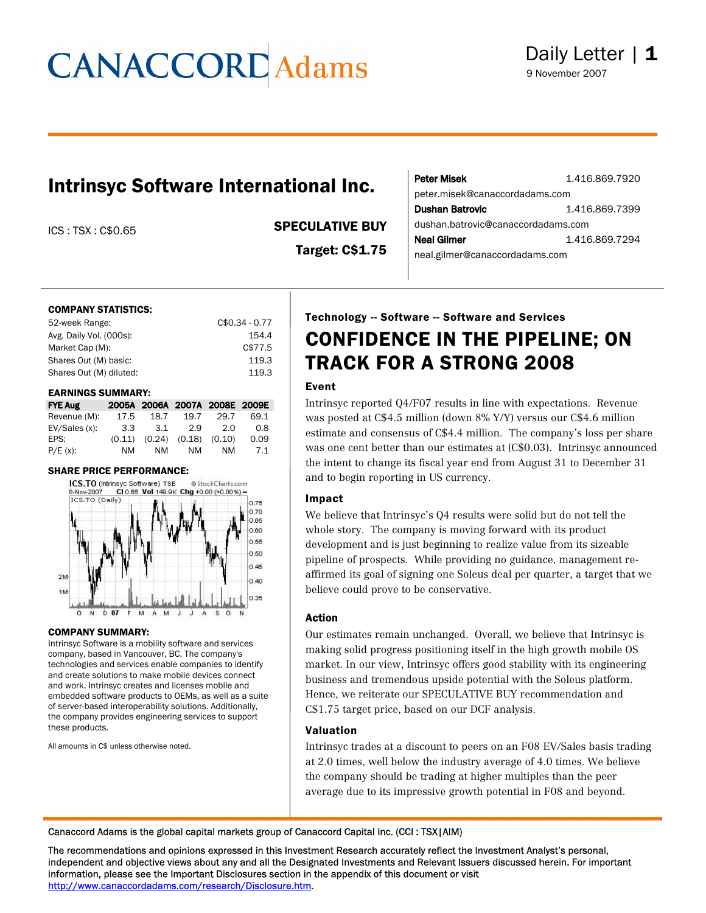# CANACCORD Adams

Daily Letter | 1

9 November 2007

## Intrinsyc Software International Inc.

ICS : TSX : C$0.65

**SPECULATIVE BUY**

**Target: C$1.75**

**Peter Misek** 1.416.869.7920
peter.misek@canaccordadams.com

**Dushan Batrovic** 1.416.869.7399
dushan.batrovic@canaccordadams.com

**Neal Gilmer** 1.416.869.7294
neal.gilmer@canaccordadams.com

**COMPANY STATISTICS:**

| | |
|---|---|
| 52-week Range: | C$0.34 - 0.77 |
| Avg. Daily Vol. (000s): | 154.4 |
| Market Cap (M): | C$77.5 |
| Shares Out (M) basic: | 119.3 |
| Shares Out (M) diluted: | 119.3 |

**EARNINGS SUMMARY:**

| FYE Aug | 2005A | 2006A | 2007A | 2008E | 2009E |
|---|---|---|---|---|---|
| Revenue (M): | 17.5 | 18.7 | 19.7 | 29.7 | 69.1 |
| EV/Sales (x): | 3.3 | 3.1 | 2.9 | 2.0 | 0.8 |
| EPS: | (0.11) | (0.24) | (0.18) | (0.10) | 0.09 |
| P/E (x): | NM | NM | NM | NM | 7.1 |

**SHARE PRICE PERFORMANCE:**

**COMPANY SUMMARY:**

Intrinsyc Software is a mobility software and services company, based in Vancouver, BC. The company's technologies and services enable companies to identify and create solutions to make mobile devices connect and work. Intrinsyc creates and licenses mobile and embedded software products to OEMs, as well as a suite of server-based interoperability solutions. Additionally, the company provides engineering services to support these products.

All amounts in C$ unless otherwise noted.

**Technology -- Software -- Software and Services**

## CONFIDENCE IN THE PIPELINE; ON TRACK FOR A STRONG 2008

### Event

Intrinsyc reported Q4/F07 results in line with expectations. Revenue was posted at C$4.5 million (down 8% Y/Y) versus our C$4.6 million estimate and consensus of C$4.4 million. The company's loss per share was one cent better than our estimates at (C$0.03). Intrinsyc announced the intent to change its fiscal year end from August 31 to December 31 and to begin reporting in US currency.

### Impact

We believe that Intrinsyc's Q4 results were solid but do not tell the whole story. The company is moving forward with its product development and is just beginning to realize value from its sizeable pipeline of prospects. While providing no guidance, management re-affirmed its goal of signing one Soleus deal per quarter, a target that we believe could prove to be conservative.

### Action

Our estimates remain unchanged. Overall, we believe that Intrinsyc is making solid progress positioning itself in the high growth mobile OS market. In our view, Intrinsyc offers good stability with its engineering business and tremendous upside potential with the Soleus platform. Hence, we reiterate our SPECULATIVE BUY recommendation and C$1.75 target price, based on our DCF analysis.

### Valuation

Intrinsyc trades at a discount to peers on an F08 EV/Sales basis trading at 2.0 times, well below the industry average of 4.0 times. We believe the company should be trading at higher multiples than the peer average due to its impressive growth potential in F08 and beyond.

Canaccord Adams is the global capital markets group of Canaccord Capital Inc. (CCI : TSX|AIM)

The recommendations and opinions expressed in this Investment Research accurately reflect the Investment Analyst's personal, independent and objective views about any and all the Designated Investments and Relevant Issuers discussed herein. For important information, please see the Important Disclosures section in the appendix of this document or visit http://www.canaccordadams.com/research/Disclosure.htm.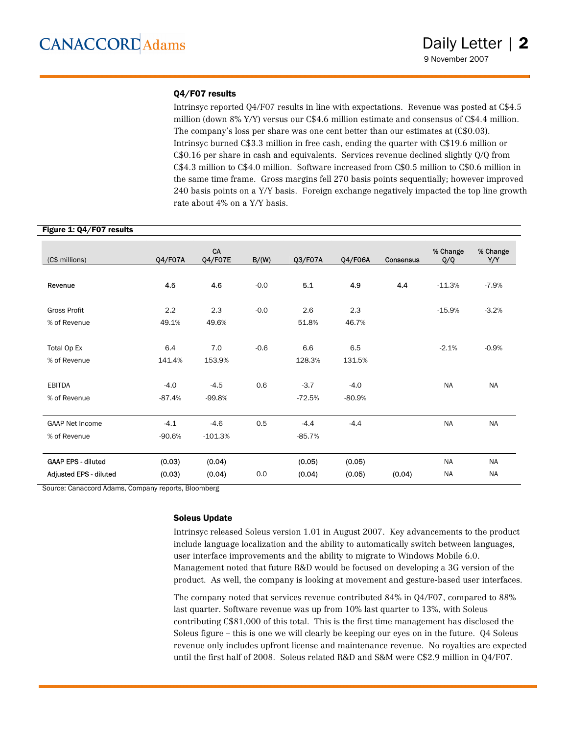### Q4/F07 results

Intrinsyc reported Q4/F07 results in line with expectations. Revenue was posted at C$4.5 million (down 8% Y/Y) versus our C$4.6 million estimate and consensus of C$4.4 million. The company's loss per share was one cent better than our estimates at (C$0.03). Intrinsyc burned C$3.3 million in free cash, ending the quarter with C$19.6 million or C$0.16 per share in cash and equivalents. Services revenue declined slightly Q/Q from C$4.3 million to C$4.0 million. Software increased from C$0.5 million to C$0.6 million in the same time frame. Gross margins fell 270 basis points sequentially; however improved 240 basis points on a Y/Y basis. Foreign exchange negatively impacted the top line growth rate about 4% on a Y/Y basis.

**Figure 1: Q4/F07 results**

| (C$ millions) | Q4/F07A | CA Q4/F07E | B/(W) | Q3/F07A | Q4/F06A | Consensus | % Change Q/Q | % Change Y/Y |
|---|---|---|---|---|---|---|---|---|
| Revenue | 4.5 | 4.6 | -0.0 | 5.1 | 4.9 | 4.4 | -11.3% | -7.9% |
| Gross Profit | 2.2 | 2.3 | -0.0 | 2.6 | 2.3 | | -15.9% | -3.2% |
| % of Revenue | 49.1% | 49.6% | | 51.8% | 46.7% | | | |
| Total Op Ex | 6.4 | 7.0 | -0.6 | 6.6 | 6.5 | | -2.1% | -0.9% |
| % of Revenue | 141.4% | 153.9% | | 128.3% | 131.5% | | | |
| EBITDA | -4.0 | -4.5 | 0.6 | -3.7 | -4.0 | | NA | NA |
| % of Revenue | -87.4% | -99.8% | | -72.5% | -80.9% | | | |
| GAAP Net Income | -4.1 | -4.6 | 0.5 | -4.4 | -4.4 | | NA | NA |
| % of Revenue | -90.6% | -101.3% | | -85.7% | | | | |
| GAAP EPS - diluted | (0.03) | (0.04) | | (0.05) | (0.05) | | NA | NA |
| Adjusted EPS - diluted | (0.03) | (0.04) | 0.0 | (0.04) | (0.05) | (0.04) | NA | NA |

Source: Canaccord Adams, Company reports, Bloomberg

### Soleus Update

Intrinsyc released Soleus version 1.01 in August 2007. Key advancements to the product include language localization and the ability to automatically switch between languages, user interface improvements and the ability to migrate to Windows Mobile 6.0. Management noted that future R&D would be focused on developing a 3G version of the product. As well, the company is looking at movement and gesture-based user interfaces.

The company noted that services revenue contributed 84% in Q4/F07, compared to 88% last quarter. Software revenue was up from 10% last quarter to 13%, with Soleus contributing C$81,000 of this total. This is the first time management has disclosed the Soleus figure – this is one we will clearly be keeping our eyes on in the future. Q4 Soleus revenue only includes upfront license and maintenance revenue. No royalties are expected until the first half of 2008. Soleus related R&D and S&M were C$2.9 million in Q4/F07.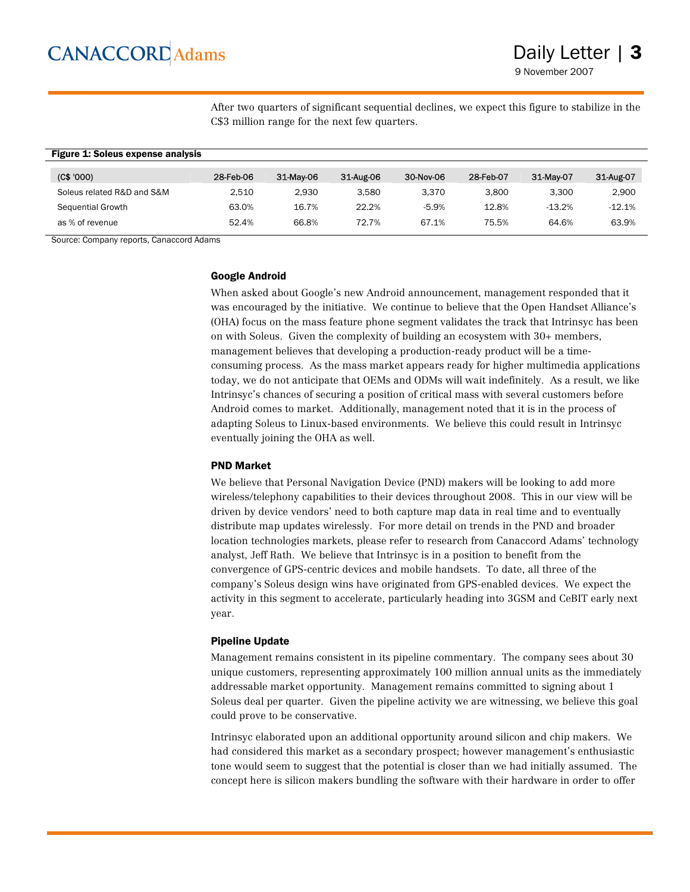After two quarters of significant sequential declines, we expect this figure to stabilize in the C$3 million range for the next few quarters.

**Figure 1: Soleus expense analysis**

| (C$ '000) | 28-Feb-06 | 31-May-06 | 31-Aug-06 | 30-Nov-06 | 28-Feb-07 | 31-May-07 | 31-Aug-07 |
|---|---|---|---|---|---|---|---|
| Soleus related R&D and S&M | 2,510 | 2,930 | 3,580 | 3,370 | 3,800 | 3,300 | 2,900 |
| Sequential Growth | 63.0% | 16.7% | 22.2% | -5.9% | 12.8% | -13.2% | -12.1% |
| as % of revenue | 52.4% | 66.8% | 72.7% | 67.1% | 75.5% | 64.6% | 63.9% |

Source: Company reports, Canaccord Adams

### Google Android

When asked about Google's new Android announcement, management responded that it was encouraged by the initiative. We continue to believe that the Open Handset Alliance's (OHA) focus on the mass feature phone segment validates the track that Intrinsyc has been on with Soleus. Given the complexity of building an ecosystem with 30+ members, management believes that developing a production-ready product will be a time-consuming process. As the mass market appears ready for higher multimedia applications today, we do not anticipate that OEMs and ODMs will wait indefinitely. As a result, we like Intrinsyc's chances of securing a position of critical mass with several customers before Android comes to market. Additionally, management noted that it is in the process of adapting Soleus to Linux-based environments. We believe this could result in Intrinsyc eventually joining the OHA as well.

### PND Market

We believe that Personal Navigation Device (PND) makers will be looking to add more wireless/telephony capabilities to their devices throughout 2008. This in our view will be driven by device vendors' need to both capture map data in real time and to eventually distribute map updates wirelessly. For more detail on trends in the PND and broader location technologies markets, please refer to research from Canaccord Adams' technology analyst, Jeff Rath. We believe that Intrinsyc is in a position to benefit from the convergence of GPS-centric devices and mobile handsets. To date, all three of the company's Soleus design wins have originated from GPS-enabled devices. We expect the activity in this segment to accelerate, particularly heading into 3GSM and CeBIT early next year.

### Pipeline Update

Management remains consistent in its pipeline commentary. The company sees about 30 unique customers, representing approximately 100 million annual units as the immediately addressable market opportunity. Management remains committed to signing about 1 Soleus deal per quarter. Given the pipeline activity we are witnessing, we believe this goal could prove to be conservative.

Intrinsyc elaborated upon an additional opportunity around silicon and chip makers. We had considered this market as a secondary prospect; however management's enthusiastic tone would seem to suggest that the potential is closer than we had initially assumed. The concept here is silicon makers bundling the software with their hardware in order to offer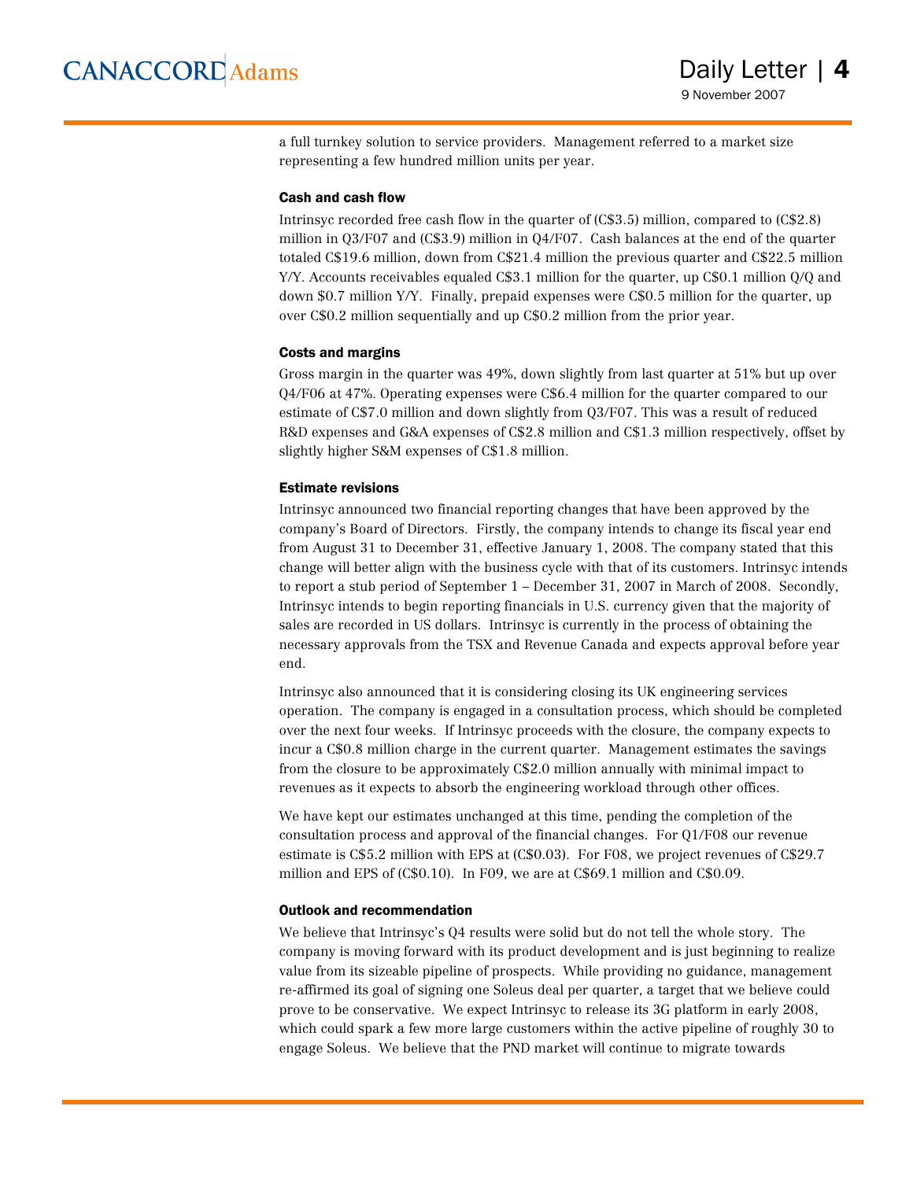a full turnkey solution to service providers. Management referred to a market size representing a few hundred million units per year.

### Cash and cash flow

Intrinsyc recorded free cash flow in the quarter of (C$3.5) million, compared to (C$2.8) million in Q3/F07 and (C$3.9) million in Q4/F07. Cash balances at the end of the quarter totaled C$19.6 million, down from C$21.4 million the previous quarter and C$22.5 million Y/Y. Accounts receivables equaled C$3.1 million for the quarter, up C$0.1 million Q/Q and down $0.7 million Y/Y. Finally, prepaid expenses were C$0.5 million for the quarter, up over C$0.2 million sequentially and up C$0.2 million from the prior year.

### Costs and margins

Gross margin in the quarter was 49%, down slightly from last quarter at 51% but up over Q4/F06 at 47%. Operating expenses were C$6.4 million for the quarter compared to our estimate of C$7.0 million and down slightly from Q3/F07. This was a result of reduced R&D expenses and G&A expenses of C$2.8 million and C$1.3 million respectively, offset by slightly higher S&M expenses of C$1.8 million.

### Estimate revisions

Intrinsyc announced two financial reporting changes that have been approved by the company's Board of Directors. Firstly, the company intends to change its fiscal year end from August 31 to December 31, effective January 1, 2008. The company stated that this change will better align with the business cycle with that of its customers. Intrinsyc intends to report a stub period of September 1 – December 31, 2007 in March of 2008. Secondly, Intrinsyc intends to begin reporting financials in U.S. currency given that the majority of sales are recorded in US dollars. Intrinsyc is currently in the process of obtaining the necessary approvals from the TSX and Revenue Canada and expects approval before year end.

Intrinsyc also announced that it is considering closing its UK engineering services operation. The company is engaged in a consultation process, which should be completed over the next four weeks. If Intrinsyc proceeds with the closure, the company expects to incur a C$0.8 million charge in the current quarter. Management estimates the savings from the closure to be approximately C$2.0 million annually with minimal impact to revenues as it expects to absorb the engineering workload through other offices.

We have kept our estimates unchanged at this time, pending the completion of the consultation process and approval of the financial changes. For Q1/F08 our revenue estimate is C$5.2 million with EPS at (C$0.03). For F08, we project revenues of C$29.7 million and EPS of (C$0.10). In F09, we are at C$69.1 million and C$0.09.

### Outlook and recommendation

We believe that Intrinsyc's Q4 results were solid but do not tell the whole story. The company is moving forward with its product development and is just beginning to realize value from its sizeable pipeline of prospects. While providing no guidance, management re-affirmed its goal of signing one Soleus deal per quarter, a target that we believe could prove to be conservative. We expect Intrinsyc to release its 3G platform in early 2008, which could spark a few more large customers within the active pipeline of roughly 30 to engage Soleus. We believe that the PND market will continue to migrate towards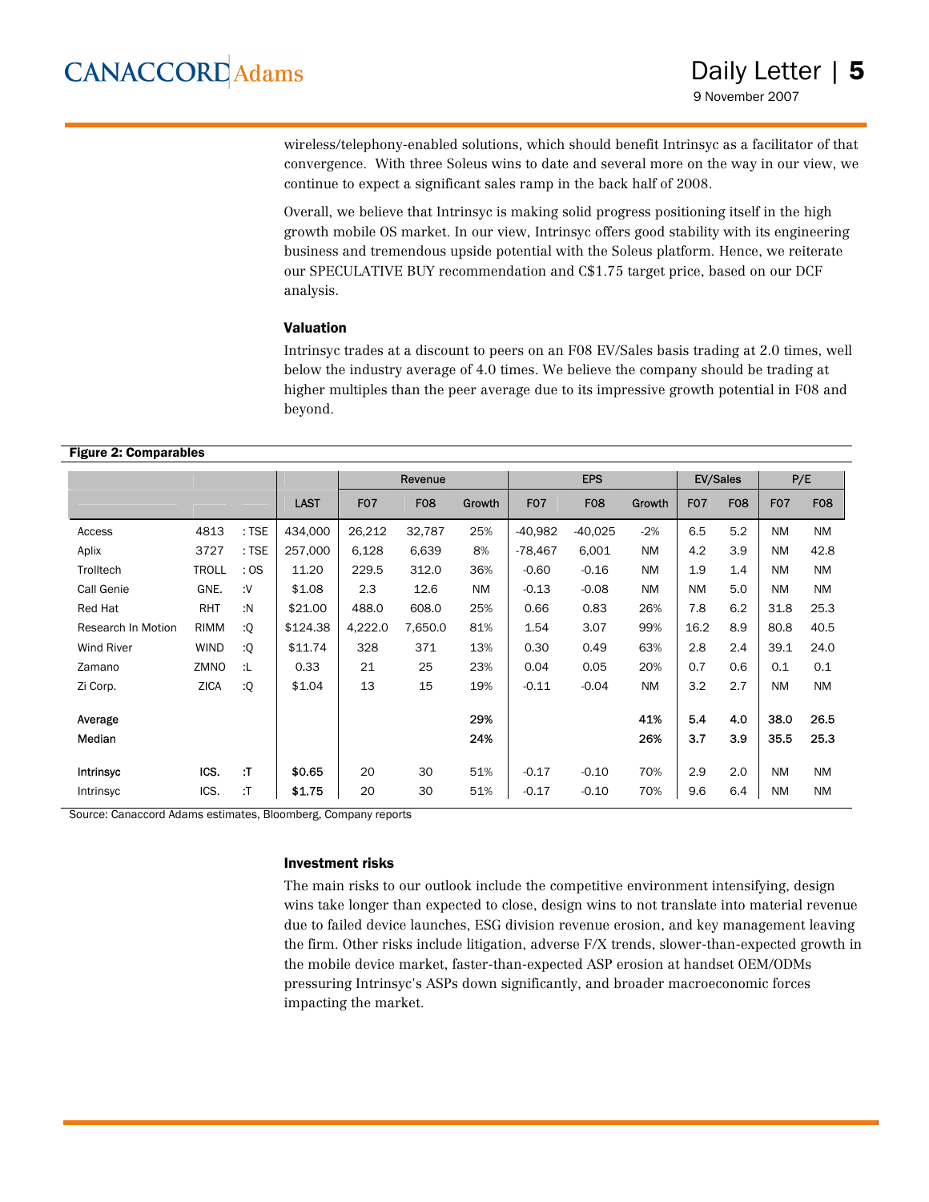wireless/telephony-enabled solutions, which should benefit Intrinsyc as a facilitator of that convergence. With three Soleus wins to date and several more on the way in our view, we continue to expect a significant sales ramp in the back half of 2008.

Overall, we believe that Intrinsyc is making solid progress positioning itself in the high growth mobile OS market. In our view, Intrinsyc offers good stability with its engineering business and tremendous upside potential with the Soleus platform. Hence, we reiterate our SPECULATIVE BUY recommendation and C$1.75 target price, based on our DCF analysis.

### Valuation

Intrinsyc trades at a discount to peers on an F08 EV/Sales basis trading at 2.0 times, well below the industry average of 4.0 times. We believe the company should be trading at higher multiples than the peer average due to its impressive growth potential in F08 and beyond.

**Figure 2: Comparables**

| | | | | Revenue | | | EPS | | | EV/Sales | | P/E | |
|---|---|---|---|---|---|---|---|---|---|---|---|---|---|
| | | | LAST | F07 | F08 | Growth | F07 | F08 | Growth | F07 | F08 | F07 | F08 |
| Access | 4813 | : TSE | 434,000 | 26,212 | 32,787 | 25% | -40,982 | -40,025 | -2% | 6.5 | 5.2 | NM | NM |
| Aplix | 3727 | : TSE | 257,000 | 6,128 | 6,639 | 8% | -78,467 | 6,001 | NM | 4.2 | 3.9 | NM | 42.8 |
| Trolltech | TROLL | : OS | 11.20 | 229.5 | 312.0 | 36% | -0.60 | -0.16 | NM | 1.9 | 1.4 | NM | NM |
| Call Genie | GNE. | :V | $1.08 | 2.3 | 12.6 | NM | -0.13 | -0.08 | NM | NM | 5.0 | NM | NM |
| Red Hat | RHT | :N | $21.00 | 488.0 | 608.0 | 25% | 0.66 | 0.83 | 26% | 7.8 | 6.2 | 31.8 | 25.3 |
| Research In Motion | RIMM | :Q | $124.38 | 4,222.0 | 7,650.0 | 81% | 1.54 | 3.07 | 99% | 16.2 | 8.9 | 80.8 | 40.5 |
| Wind River | WIND | :Q | $11.74 | 328 | 371 | 13% | 0.30 | 0.49 | 63% | 2.8 | 2.4 | 39.1 | 24.0 |
| Zamano | ZMNO | :L | 0.33 | 21 | 25 | 23% | 0.04 | 0.05 | 20% | 0.7 | 0.6 | 0.1 | 0.1 |
| Zi Corp. | ZICA | :Q | $1.04 | 13 | 15 | 19% | -0.11 | -0.04 | NM | 3.2 | 2.7 | NM | NM |
| **Average** | | | | | | **29%** | | | **41%** | **5.4** | **4.0** | **38.0** | **26.5** |
| **Median** | | | | | | **24%** | | | **26%** | **3.7** | **3.9** | **35.5** | **25.3** |
| **Intrinsyc** | **ICS.** | **:T** | **$0.65** | 20 | 30 | 51% | -0.17 | -0.10 | 70% | 2.9 | 2.0 | NM | NM |
| Intrinsyc | ICS. | :T | **$1.75** | 20 | 30 | 51% | -0.17 | -0.10 | 70% | 9.6 | 6.4 | NM | NM |

Source: Canaccord Adams estimates, Bloomberg, Company reports

### Investment risks

The main risks to our outlook include the competitive environment intensifying, design wins take longer than expected to close, design wins to not translate into material revenue due to failed device launches, ESG division revenue erosion, and key management leaving the firm. Other risks include litigation, adverse F/X trends, slower-than-expected growth in the mobile device market, faster-than-expected ASP erosion at handset OEM/ODMs pressuring Intrinsyc's ASPs down significantly, and broader macroeconomic forces impacting the market.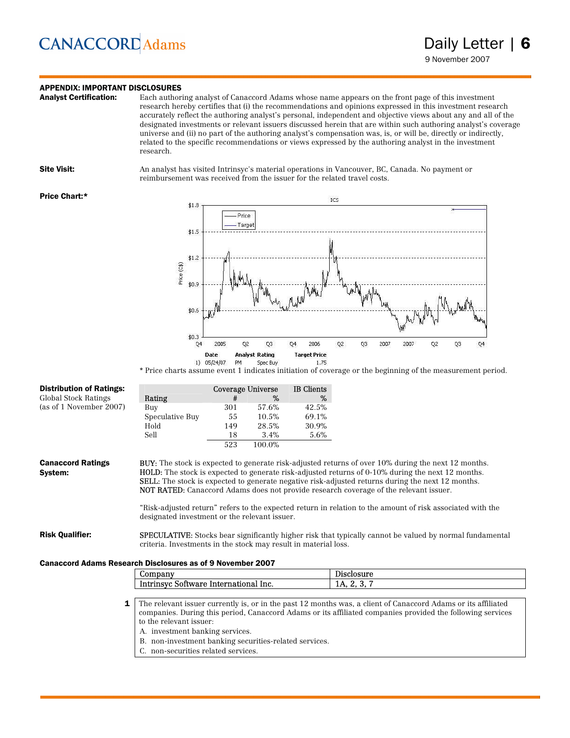## APPENDIX: IMPORTANT DISCLOSURES

**Analyst Certification:** Each authoring analyst of Canaccord Adams whose name appears on the front page of this investment research hereby certifies that (i) the recommendations and opinions expressed in this investment research accurately reflect the authoring analyst's personal, independent and objective views about any and all of the designated investments or relevant issuers discussed herein that are within such authoring analyst's coverage universe and (ii) no part of the authoring analyst's compensation was, is, or will be, directly or indirectly, related to the specific recommendations or views expressed by the authoring analyst in the investment research.

**Site Visit:** An analyst has visited Intrinsyc's material operations in Vancouver, BC, Canada. No payment or reimbursement was received from the issuer for the related travel costs.

**Price Chart:***

| | Date | Analyst | Rating | Target Price |
|---|---|---|---|---|
| 1) | 05/24/07 | PM | Spec Buy | 1.75 |

\* Price charts assume event 1 indicates initiation of coverage or the beginning of the measurement period.

**Distribution of Ratings:**
Global Stock Ratings
(as of 1 November 2007)

| Rating | Coverage Universe # | Coverage Universe % | IB Clients % |
|---|---|---|---|
| Buy | 301 | 57.6% | 42.5% |
| Speculative Buy | 55 | 10.5% | 69.1% |
| Hold | 149 | 28.5% | 30.9% |
| Sell | 18 | 3.4% | 5.6% |
| | 523 | 100.0% | |

**Canaccord Ratings System:**

BUY: The stock is expected to generate risk-adjusted returns of over 10% during the next 12 months.
HOLD: The stock is expected to generate risk-adjusted returns of 0-10% during the next 12 months.
SELL: The stock is expected to generate negative risk-adjusted returns during the next 12 months.
NOT RATED: Canaccord Adams does not provide research coverage of the relevant issuer.

"Risk-adjusted return" refers to the expected return in relation to the amount of risk associated with the designated investment or the relevant issuer.

**Risk Qualifier:**

SPECULATIVE: Stocks bear significantly higher risk that typically cannot be valued by normal fundamental criteria. Investments in the stock may result in material loss.

**Canaccord Adams Research Disclosures as of 9 November 2007**

| Company | Disclosure |
|---|---|
| Intrinsyc Software International Inc. | 1A, 2, 3, 7 |

**1** The relevant issuer currently is, or in the past 12 months was, a client of Canaccord Adams or its affiliated companies. During this period, Canaccord Adams or its affiliated companies provided the following services to the relevant issuer:

A. investment banking services.
B. non-investment banking securities-related services.
C. non-securities related services.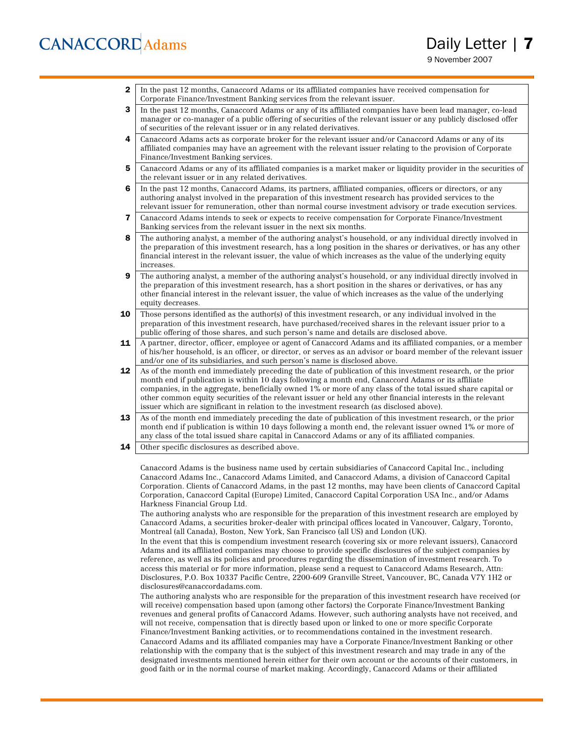| | |
|---|---|
| **2** | In the past 12 months, Canaccord Adams or its affiliated companies have received compensation for Corporate Finance/Investment Banking services from the relevant issuer. |
| **3** | In the past 12 months, Canaccord Adams or any of its affiliated companies have been lead manager, co-lead manager or co-manager of a public offering of securities of the relevant issuer or any publicly disclosed offer of securities of the relevant issuer or in any related derivatives. |
| **4** | Canaccord Adams acts as corporate broker for the relevant issuer and/or Canaccord Adams or any of its affiliated companies may have an agreement with the relevant issuer relating to the provision of Corporate Finance/Investment Banking services. |
| **5** | Canaccord Adams or any of its affiliated companies is a market maker or liquidity provider in the securities of the relevant issuer or in any related derivatives. |
| **6** | In the past 12 months, Canaccord Adams, its partners, affiliated companies, officers or directors, or any authoring analyst involved in the preparation of this investment research has provided services to the relevant issuer for remuneration, other than normal course investment advisory or trade execution services. |
| **7** | Canaccord Adams intends to seek or expects to receive compensation for Corporate Finance/Investment Banking services from the relevant issuer in the next six months. |
| **8** | The authoring analyst, a member of the authoring analyst's household, or any individual directly involved in the preparation of this investment research, has a long position in the shares or derivatives, or has any other financial interest in the relevant issuer, the value of which increases as the value of the underlying equity increases. |
| **9** | The authoring analyst, a member of the authoring analyst's household, or any individual directly involved in the preparation of this investment research, has a short position in the shares or derivatives, or has any other financial interest in the relevant issuer, the value of which increases as the value of the underlying equity decreases. |
| **10** | Those persons identified as the author(s) of this investment research, or any individual involved in the preparation of this investment research, have purchased/received shares in the relevant issuer prior to a public offering of those shares, and such person's name and details are disclosed above. |
| **11** | A partner, director, officer, employee or agent of Canaccord Adams and its affiliated companies, or a member of his/her household, is an officer, or director, or serves as an advisor or board member of the relevant issuer and/or one of its subsidiaries, and such person's name is disclosed above. |
| **12** | As of the month end immediately preceding the date of publication of this investment research, or the prior month end if publication is within 10 days following a month end, Canaccord Adams or its affiliate companies, in the aggregate, beneficially owned 1% or more of any class of the total issued share capital or other common equity securities of the relevant issuer or held any other financial interests in the relevant issuer which are significant in relation to the investment research (as disclosed above). |
| **13** | As of the month end immediately preceding the date of publication of this investment research, or the prior month end if publication is within 10 days following a month end, the relevant issuer owned 1% or more of any class of the total issued share capital in Canaccord Adams or any of its affiliated companies. |
| **14** | Other specific disclosures as described above. |

Canaccord Adams is the business name used by certain subsidiaries of Canaccord Capital Inc., including Canaccord Adams Inc., Canaccord Adams Limited, and Canaccord Adams, a division of Canaccord Capital Corporation. Clients of Canaccord Adams, in the past 12 months, may have been clients of Canaccord Capital Corporation, Canaccord Capital (Europe) Limited, Canaccord Capital Corporation USA Inc., and/or Adams Harkness Financial Group Ltd.

The authoring analysts who are responsible for the preparation of this investment research are employed by Canaccord Adams, a securities broker-dealer with principal offices located in Vancouver, Calgary, Toronto, Montreal (all Canada), Boston, New York, San Francisco (all US) and London (UK).

In the event that this is compendium investment research (covering six or more relevant issuers), Canaccord Adams and its affiliated companies may choose to provide specific disclosures of the subject companies by reference, as well as its policies and procedures regarding the dissemination of investment research. To access this material or for more information, please send a request to Canaccord Adams Research, Attn: Disclosures, P.O. Box 10337 Pacific Centre, 2200-609 Granville Street, Vancouver, BC, Canada V7Y 1H2 or disclosures@canaccordadams.com.

The authoring analysts who are responsible for the preparation of this investment research have received (or will receive) compensation based upon (among other factors) the Corporate Finance/Investment Banking revenues and general profits of Canaccord Adams. However, such authoring analysts have not received, and will not receive, compensation that is directly based upon or linked to one or more specific Corporate Finance/Investment Banking activities, or to recommendations contained in the investment research.

Canaccord Adams and its affiliated companies may have a Corporate Finance/Investment Banking or other relationship with the company that is the subject of this investment research and may trade in any of the designated investments mentioned herein either for their own account or the accounts of their customers, in good faith or in the normal course of market making. Accordingly, Canaccord Adams or their affiliated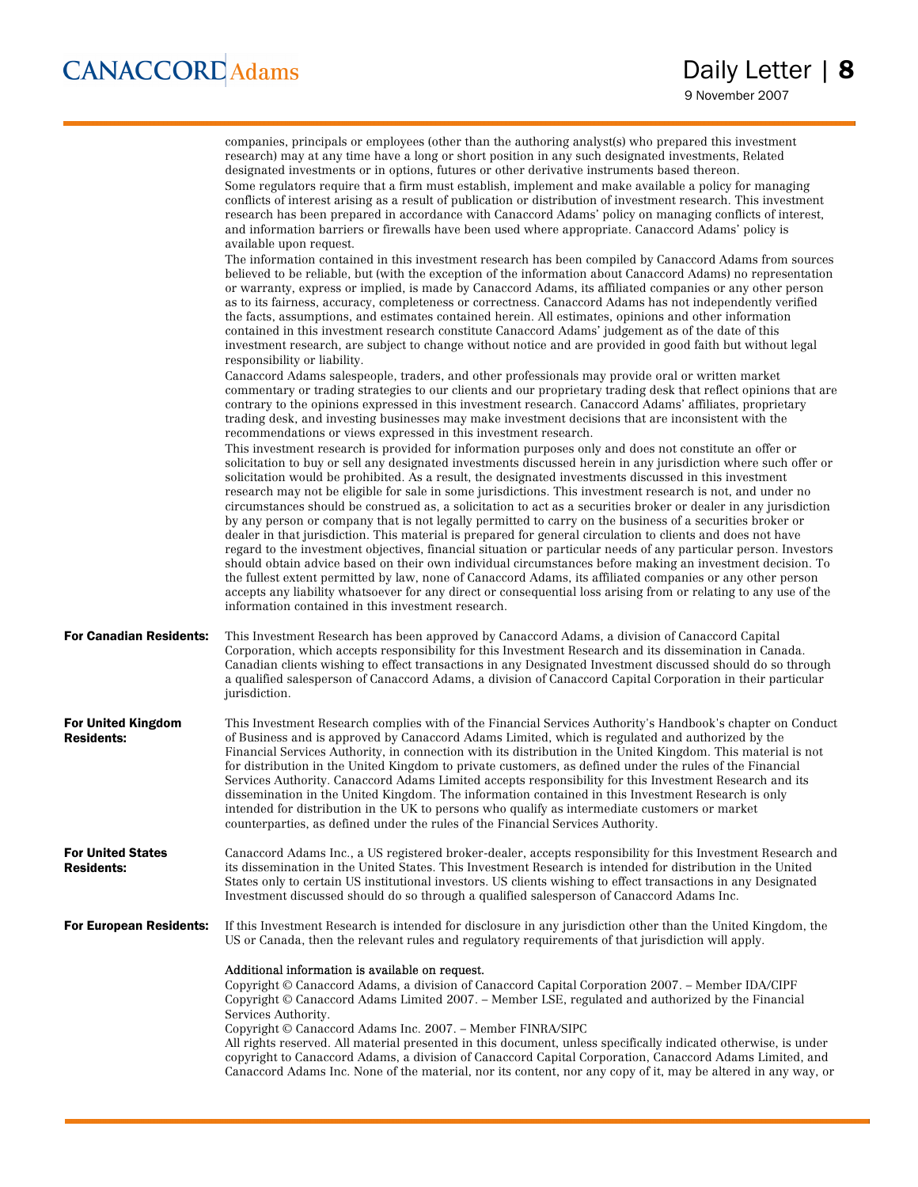companies, principals or employees (other than the authoring analyst(s) who prepared this investment research) may at any time have a long or short position in any such designated investments, Related designated investments or in options, futures or other derivative instruments based thereon.

Some regulators require that a firm must establish, implement and make available a policy for managing conflicts of interest arising as a result of publication or distribution of investment research. This investment research has been prepared in accordance with Canaccord Adams' policy on managing conflicts of interest, and information barriers or firewalls have been used where appropriate. Canaccord Adams' policy is available upon request.

The information contained in this investment research has been compiled by Canaccord Adams from sources believed to be reliable, but (with the exception of the information about Canaccord Adams) no representation or warranty, express or implied, is made by Canaccord Adams, its affiliated companies or any other person as to its fairness, accuracy, completeness or correctness. Canaccord Adams has not independently verified the facts, assumptions, and estimates contained herein. All estimates, opinions and other information contained in this investment research constitute Canaccord Adams' judgement as of the date of this investment research, are subject to change without notice and are provided in good faith but without legal responsibility or liability.

Canaccord Adams salespeople, traders, and other professionals may provide oral or written market commentary or trading strategies to our clients and our proprietary trading desk that reflect opinions that are contrary to the opinions expressed in this investment research. Canaccord Adams' affiliates, proprietary trading desk, and investing businesses may make investment decisions that are inconsistent with the recommendations or views expressed in this investment research.

This investment research is provided for information purposes only and does not constitute an offer or solicitation to buy or sell any designated investments discussed herein in any jurisdiction where such offer or solicitation would be prohibited. As a result, the designated investments discussed in this investment research may not be eligible for sale in some jurisdictions. This investment research is not, and under no circumstances should be construed as, a solicitation to act as a securities broker or dealer in any jurisdiction by any person or company that is not legally permitted to carry on the business of a securities broker or dealer in that jurisdiction. This material is prepared for general circulation to clients and does not have regard to the investment objectives, financial situation or particular needs of any particular person. Investors should obtain advice based on their own individual circumstances before making an investment decision. To the fullest extent permitted by law, none of Canaccord Adams, its affiliated companies or any other person accepts any liability whatsoever for any direct or consequential loss arising from or relating to any use of the information contained in this investment research.

**For Canadian Residents:** This Investment Research has been approved by Canaccord Adams, a division of Canaccord Capital Corporation, which accepts responsibility for this Investment Research and its dissemination in Canada. Canadian clients wishing to effect transactions in any Designated Investment discussed should do so through a qualified salesperson of Canaccord Adams, a division of Canaccord Capital Corporation in their particular jurisdiction.

**For United Kingdom Residents:** This Investment Research complies with of the Financial Services Authority's Handbook's chapter on Conduct of Business and is approved by Canaccord Adams Limited, which is regulated and authorized by the Financial Services Authority, in connection with its distribution in the United Kingdom. This material is not for distribution in the United Kingdom to private customers, as defined under the rules of the Financial Services Authority. Canaccord Adams Limited accepts responsibility for this Investment Research and its dissemination in the United Kingdom. The information contained in this Investment Research is only intended for distribution in the UK to persons who qualify as intermediate customers or market counterparties, as defined under the rules of the Financial Services Authority.

**For United States Residents:** Canaccord Adams Inc., a US registered broker-dealer, accepts responsibility for this Investment Research and its dissemination in the United States. This Investment Research is intended for distribution in the United States only to certain US institutional investors. US clients wishing to effect transactions in any Designated Investment discussed should do so through a qualified salesperson of Canaccord Adams Inc.

**For European Residents:** If this Investment Research is intended for disclosure in any jurisdiction other than the United Kingdom, the US or Canada, then the relevant rules and regulatory requirements of that jurisdiction will apply.

Additional information is available on request.

Copyright © Canaccord Adams, a division of Canaccord Capital Corporation 2007. – Member IDA/CIPF

Copyright © Canaccord Adams Limited 2007. – Member LSE, regulated and authorized by the Financial Services Authority.

Copyright © Canaccord Adams Inc. 2007. – Member FINRA/SIPC

All rights reserved. All material presented in this document, unless specifically indicated otherwise, is under copyright to Canaccord Adams, a division of Canaccord Capital Corporation, Canaccord Adams Limited, and Canaccord Adams Inc. None of the material, nor its content, nor any copy of it, may be altered in any way, or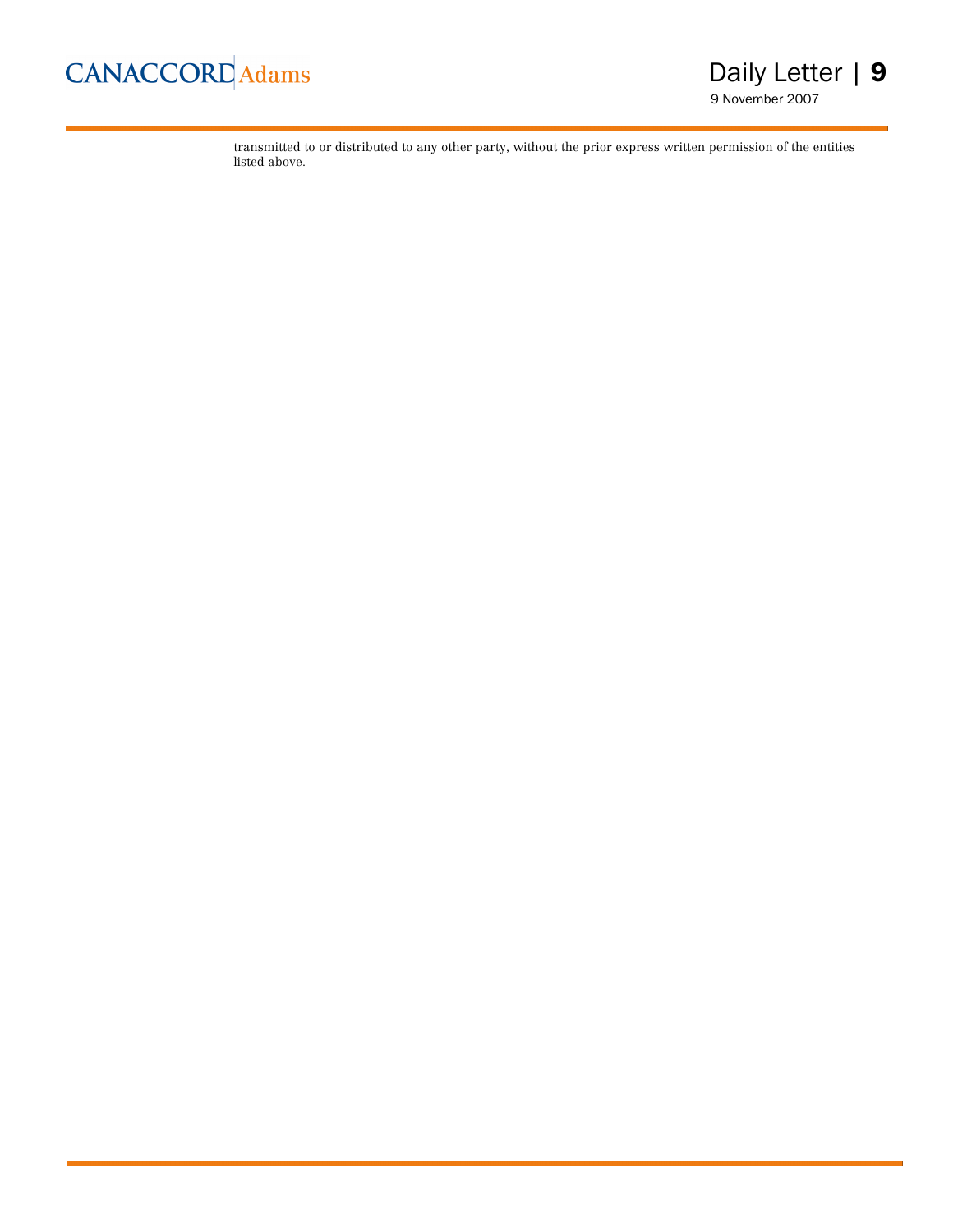transmitted to or distributed to any other party, without the prior express written permission of the entities listed above.